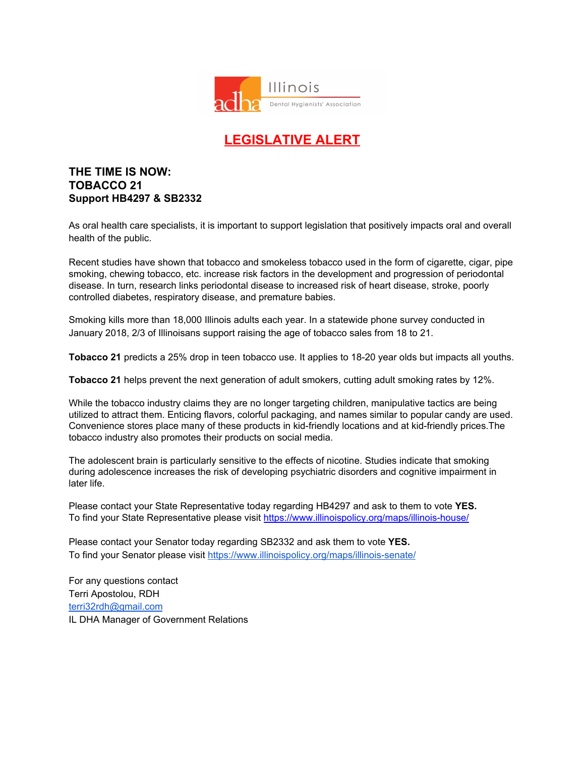Illinois
adha Dental Hygienists' Association

# LEGISLATIVE ALERT

## THE TIME IS NOW:
## TOBACCO 21
## Support HB4297 & SB2332

As oral health care specialists, it is important to support legislation that positively impacts oral and overall health of the public.

Recent studies have shown that tobacco and smokeless tobacco used in the form of cigarette, cigar, pipe smoking, chewing tobacco, etc. increase risk factors in the development and progression of periodontal disease. In turn, research links periodontal disease to increased risk of heart disease, stroke, poorly controlled diabetes, respiratory disease, and premature babies.

Smoking kills more than 18,000 Illinois adults each year. In a statewide phone survey conducted in January 2018, 2/3 of Illinoisans support raising the age of tobacco sales from 18 to 21.

**Tobacco 21** predicts a 25% drop in teen tobacco use. It applies to 18-20 year olds but impacts all youths.

**Tobacco 21** helps prevent the next generation of adult smokers, cutting adult smoking rates by 12%.

While the tobacco industry claims they are no longer targeting children, manipulative tactics are being utilized to attract them. Enticing flavors, colorful packaging, and names similar to popular candy are used. Convenience stores place many of these products in kid-friendly locations and at kid-friendly prices.The tobacco industry also promotes their products on social media.

The adolescent brain is particularly sensitive to the effects of nicotine. Studies indicate that smoking during adolescence increases the risk of developing psychiatric disorders and cognitive impairment in later life.

Please contact your State Representative today regarding HB4297 and ask to them to vote **YES.**
To find your State Representative please visit https://www.illinoispolicy.org/maps/illinois-house/

Please contact your Senator today regarding SB2332 and ask them to vote **YES.**
To find your Senator please visit https://www.illinoispolicy.org/maps/illinois-senate/

For any questions contact
Terri Apostolou, RDH
terri32rdh@gmail.com
IL DHA Manager of Government Relations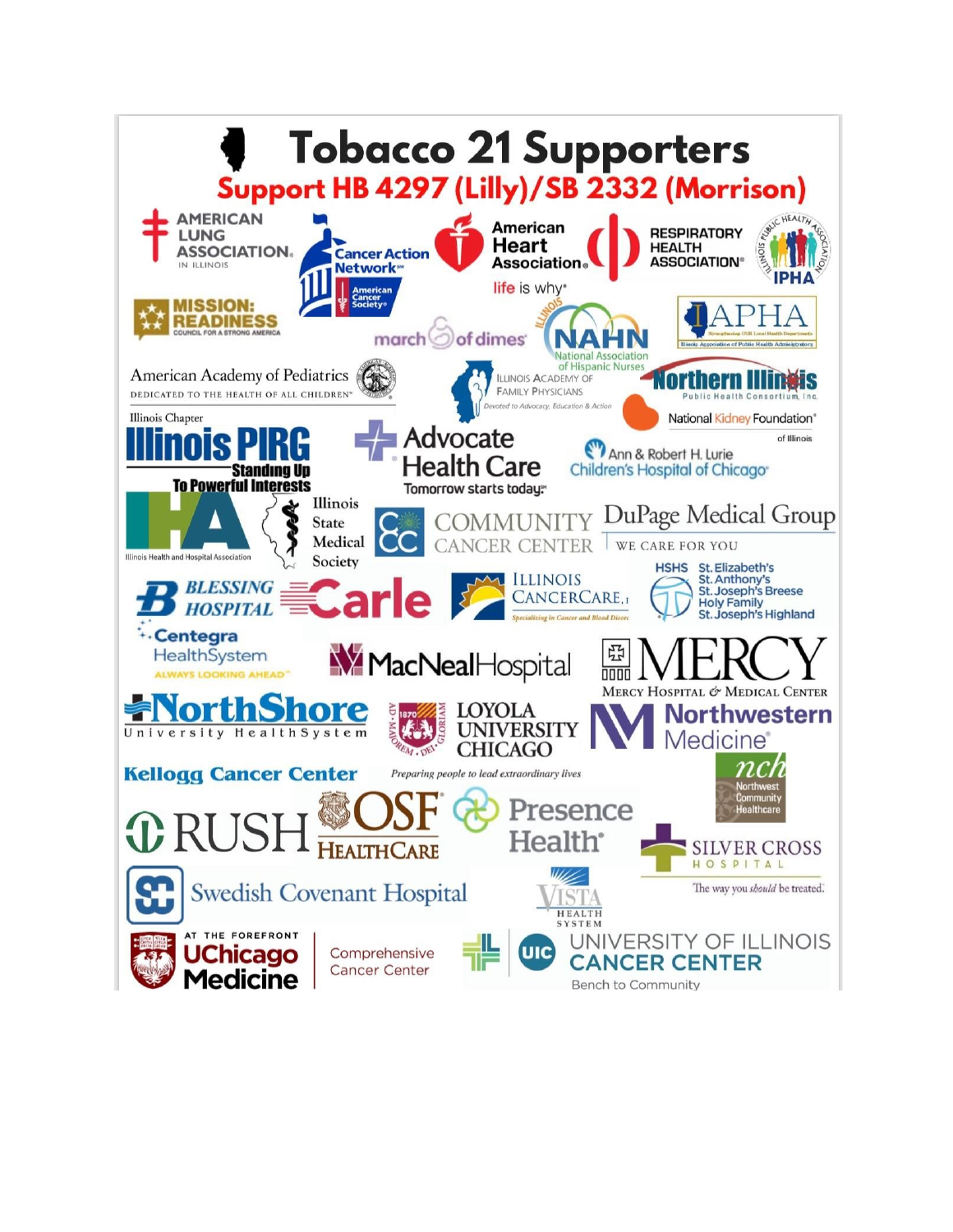# Tobacco 21 Supporters

## Support HB 4297 (Lilly)/SB 2332 (Morrison)

AMERICAN LUNG ASSOCIATION. IN ILLINOIS

Cancer Action Network American Cancer Society

American Heart Association. life is why

RESPIRATORY HEALTH ASSOCIATION

ILLINOIS PUBLIC HEALTH ASSOCIATION IPHA

MISSION: READINESS COUNCIL FOR A STRONG AMERICA

march of dimes

ILLINOIS NAHN National Association of Hispanic Nurses

IAPHA Strengthening OUR Local Health Departments Illinois Association of Public Health Administrators

American Academy of Pediatrics DEDICATED TO THE HEALTH OF ALL CHILDREN

Illinois Chapter

ILLINOIS ACADEMY OF FAMILY PHYSICIANS Devoted to Advocacy, Education & Action

Northern Illinois Public Health Consortium, Inc.

National Kidney Foundation of Illinois

Illinois PIRG Standing Up To Powerful Interests

Advocate Health Care Tomorrow starts today.

Ann & Robert H. Lurie Children's Hospital of Chicago

IHA Illinois Health and Hospital Association

Illinois State Medical Society

COMMUNITY CANCER CENTER

DuPage Medical Group WE CARE FOR YOU

HSHS St. Elizabeth's St. Anthony's St. Joseph's Breese Holy Family St. Joseph's Highland

BLESSING HOSPITAL

Carle

ILLINOIS CANCERCARE Specializing in Cancer and Blood Disorders

Centegra HealthSystem ALWAYS LOOKING AHEAD

MacNeal Hospital

MERCY MERCY HOSPITAL & MEDICAL CENTER

NorthShore University HealthSystem

LOYOLA UNIVERSITY CHICAGO Preparing people to lead extraordinary lives

Northwestern Medicine

Kellogg Cancer Center

nch Northwest Community Healthcare

RUSH

OSF HEALTHCARE

Presence Health

SILVER CROSS HOSPITAL The way you should be treated.

Swedish Covenant Hospital

VISTA HEALTH SYSTEM

AT THE FOREFRONT UChicago Medicine Comprehensive Cancer Center

UIC UNIVERSITY OF ILLINOIS CANCER CENTER Bench to Community